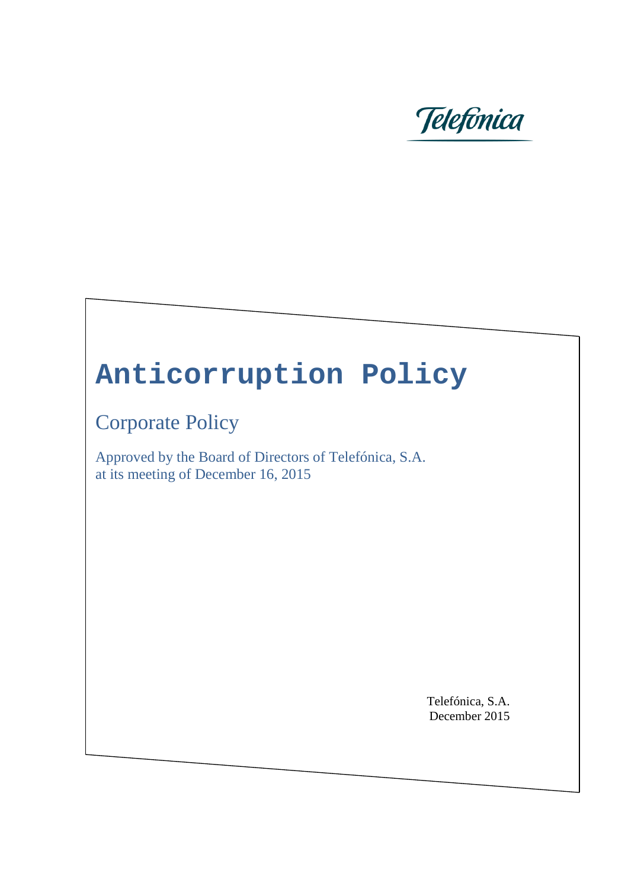Telefónica

# Anticorruption Policy

## Corporate Policy

Approved by the Board of Directors of Telefónica, S.A.
at its meeting of December 16, 2015

Telefónica, S.A.
December 2015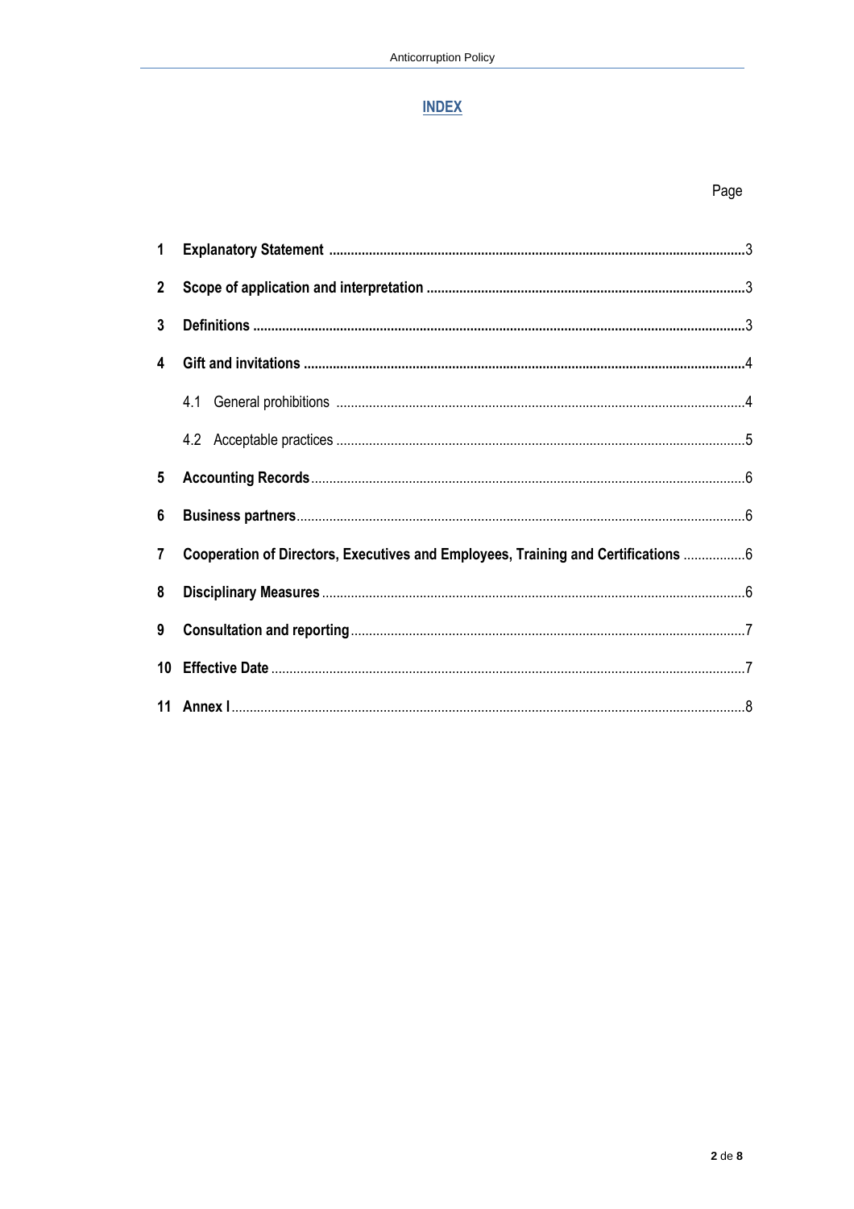# INDEX

| | | Page |
|---|---|---|
| **1** | **Explanatory Statement** | 3 |
| **2** | **Scope of application and interpretation** | 3 |
| **3** | **Definitions** | 3 |
| **4** | **Gift and invitations** | 4 |
| | 4.1 General prohibitions | 4 |
| | 4.2 Acceptable practices | 5 |
| **5** | **Accounting Records** | 6 |
| **6** | **Business partners** | 6 |
| **7** | **Cooperation of Directors, Executives and Employees, Training and Certifications** | 6 |
| **8** | **Disciplinary Measures** | 6 |
| **9** | **Consultation and reporting** | 7 |
| **10** | **Effective Date** | 7 |
| **11** | **Annex I** | 8 |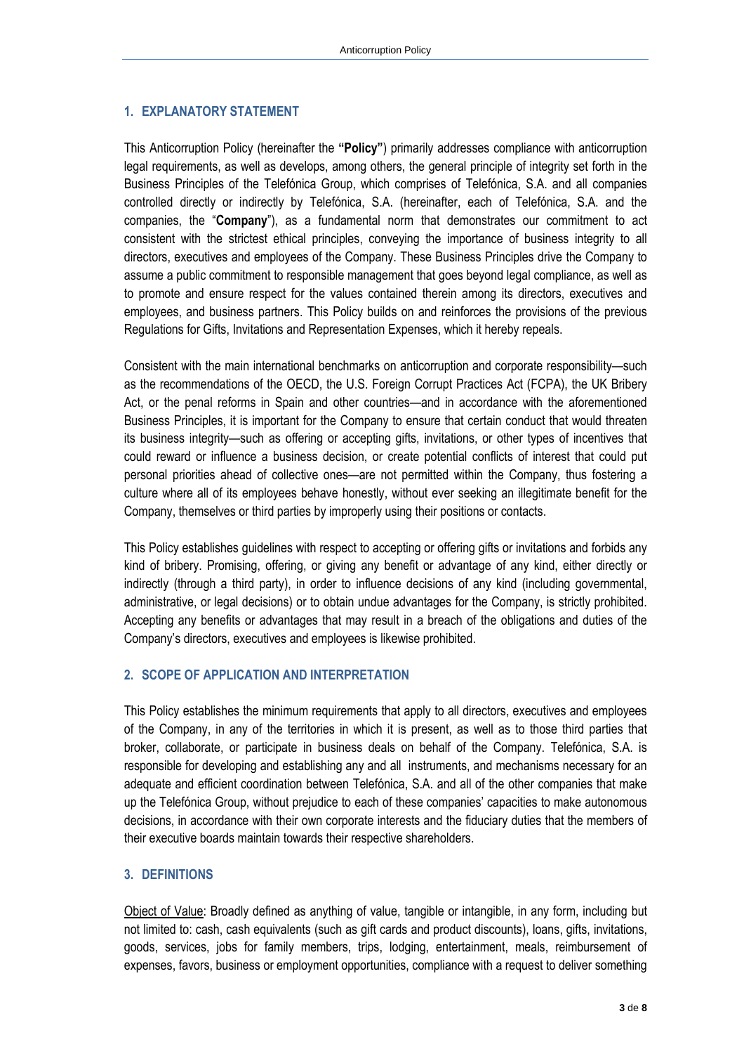## 1. EXPLANATORY STATEMENT

This Anticorruption Policy (hereinafter the **"Policy"**) primarily addresses compliance with anticorruption legal requirements, as well as develops, among others, the general principle of integrity set forth in the Business Principles of the Telefónica Group, which comprises of Telefónica, S.A. and all companies controlled directly or indirectly by Telefónica, S.A. (hereinafter, each of Telefónica, S.A. and the companies, the "**Company**"), as a fundamental norm that demonstrates our commitment to act consistent with the strictest ethical principles, conveying the importance of business integrity to all directors, executives and employees of the Company. These Business Principles drive the Company to assume a public commitment to responsible management that goes beyond legal compliance, as well as to promote and ensure respect for the values contained therein among its directors, executives and employees, and business partners. This Policy builds on and reinforces the provisions of the previous Regulations for Gifts, Invitations and Representation Expenses, which it hereby repeals.

Consistent with the main international benchmarks on anticorruption and corporate responsibility—such as the recommendations of the OECD, the U.S. Foreign Corrupt Practices Act (FCPA), the UK Bribery Act, or the penal reforms in Spain and other countries—and in accordance with the aforementioned Business Principles, it is important for the Company to ensure that certain conduct that would threaten its business integrity—such as offering or accepting gifts, invitations, or other types of incentives that could reward or influence a business decision, or create potential conflicts of interest that could put personal priorities ahead of collective ones—are not permitted within the Company, thus fostering a culture where all of its employees behave honestly, without ever seeking an illegitimate benefit for the Company, themselves or third parties by improperly using their positions or contacts.

This Policy establishes guidelines with respect to accepting or offering gifts or invitations and forbids any kind of bribery. Promising, offering, or giving any benefit or advantage of any kind, either directly or indirectly (through a third party), in order to influence decisions of any kind (including governmental, administrative, or legal decisions) or to obtain undue advantages for the Company, is strictly prohibited. Accepting any benefits or advantages that may result in a breach of the obligations and duties of the Company's directors, executives and employees is likewise prohibited.

## 2. SCOPE OF APPLICATION AND INTERPRETATION

This Policy establishes the minimum requirements that apply to all directors, executives and employees of the Company, in any of the territories in which it is present, as well as to those third parties that broker, collaborate, or participate in business deals on behalf of the Company. Telefónica, S.A. is responsible for developing and establishing any and all instruments, and mechanisms necessary for an adequate and efficient coordination between Telefónica, S.A. and all of the other companies that make up the Telefónica Group, without prejudice to each of these companies' capacities to make autonomous decisions, in accordance with their own corporate interests and the fiduciary duties that the members of their executive boards maintain towards their respective shareholders.

## 3. DEFINITIONS

Object of Value: Broadly defined as anything of value, tangible or intangible, in any form, including but not limited to: cash, cash equivalents (such as gift cards and product discounts), loans, gifts, invitations, goods, services, jobs for family members, trips, lodging, entertainment, meals, reimbursement of expenses, favors, business or employment opportunities, compliance with a request to deliver something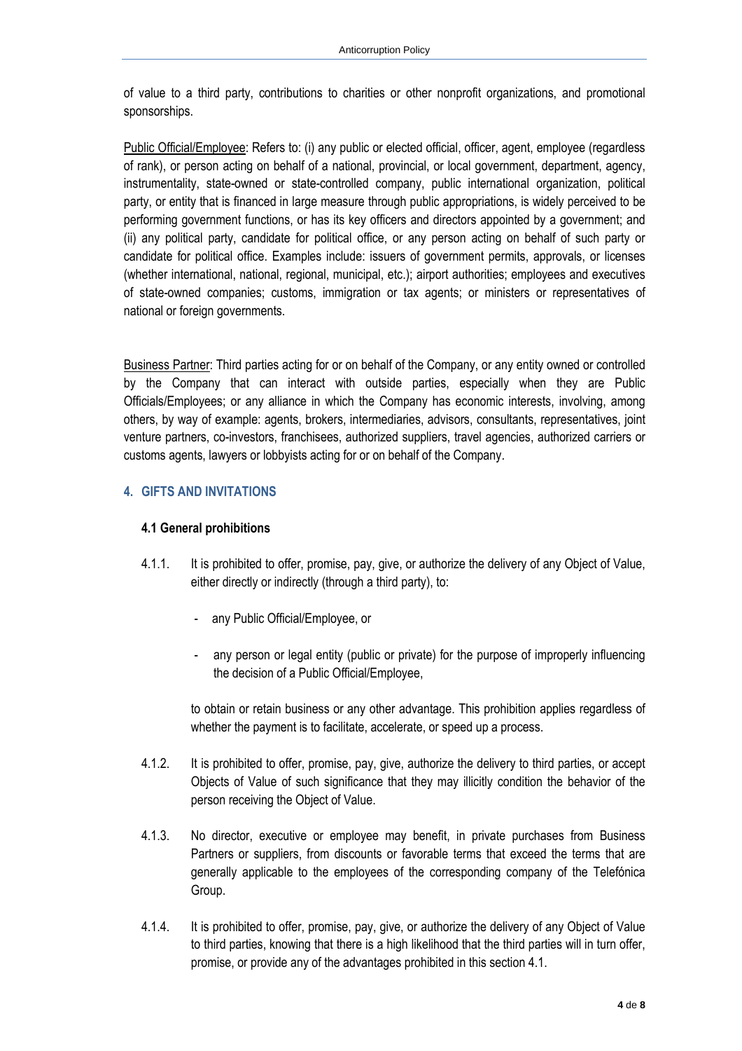of value to a third party, contributions to charities or other nonprofit organizations, and promotional sponsorships.

<u>Public Official/Employee</u>: Refers to: (i) any public or elected official, officer, agent, employee (regardless of rank), or person acting on behalf of a national, provincial, or local government, department, agency, instrumentality, state-owned or state-controlled company, public international organization, political party, or entity that is financed in large measure through public appropriations, is widely perceived to be performing government functions, or has its key officers and directors appointed by a government; and (ii) any political party, candidate for political office, or any person acting on behalf of such party or candidate for political office. Examples include: issuers of government permits, approvals, or licenses (whether international, national, regional, municipal, etc.); airport authorities; employees and executives of state-owned companies; customs, immigration or tax agents; or ministers or representatives of national or foreign governments.

<u>Business Partner</u>: Third parties acting for or on behalf of the Company, or any entity owned or controlled by the Company that can interact with outside parties, especially when they are Public Officials/Employees; or any alliance in which the Company has economic interests, involving, among others, by way of example: agents, brokers, intermediaries, advisors, consultants, representatives, joint venture partners, co-investors, franchisees, authorized suppliers, travel agencies, authorized carriers or customs agents, lawyers or lobbyists acting for or on behalf of the Company.

## 4. GIFTS AND INVITATIONS

### 4.1 General prohibitions

4.1.1. It is prohibited to offer, promise, pay, give, or authorize the delivery of any Object of Value, either directly or indirectly (through a third party), to:

- any Public Official/Employee, or
- any person or legal entity (public or private) for the purpose of improperly influencing the decision of a Public Official/Employee,

to obtain or retain business or any other advantage. This prohibition applies regardless of whether the payment is to facilitate, accelerate, or speed up a process.

4.1.2. It is prohibited to offer, promise, pay, give, authorize the delivery to third parties, or accept Objects of Value of such significance that they may illicitly condition the behavior of the person receiving the Object of Value.

4.1.3. No director, executive or employee may benefit, in private purchases from Business Partners or suppliers, from discounts or favorable terms that exceed the terms that are generally applicable to the employees of the corresponding company of the Telefónica Group.

4.1.4. It is prohibited to offer, promise, pay, give, or authorize the delivery of any Object of Value to third parties, knowing that there is a high likelihood that the third parties will in turn offer, promise, or provide any of the advantages prohibited in this section 4.1.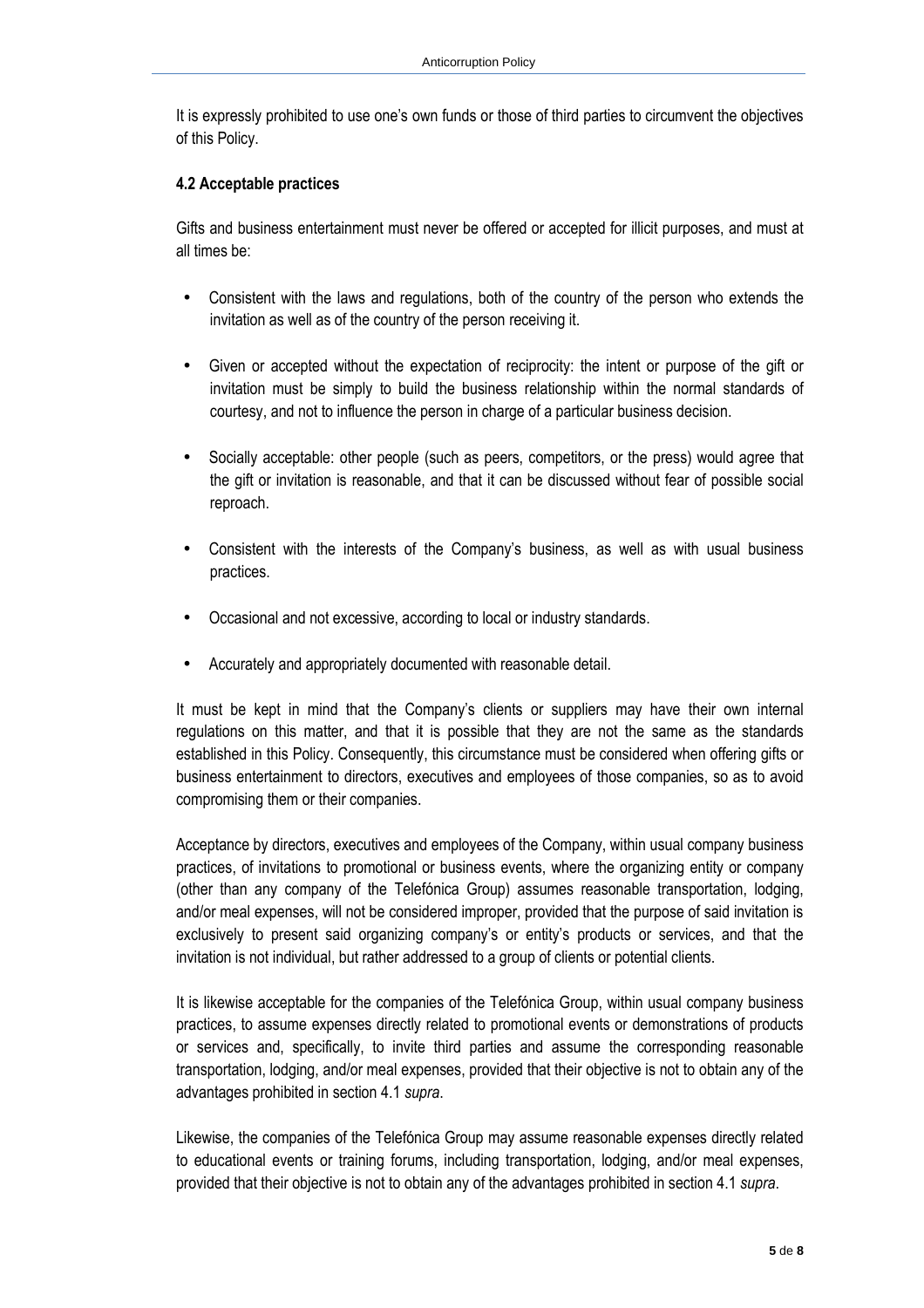It is expressly prohibited to use one's own funds or those of third parties to circumvent the objectives of this Policy.

### 4.2 Acceptable practices

Gifts and business entertainment must never be offered or accepted for illicit purposes, and must at all times be:

- Consistent with the laws and regulations, both of the country of the person who extends the invitation as well as of the country of the person receiving it.
- Given or accepted without the expectation of reciprocity: the intent or purpose of the gift or invitation must be simply to build the business relationship within the normal standards of courtesy, and not to influence the person in charge of a particular business decision.
- Socially acceptable: other people (such as peers, competitors, or the press) would agree that the gift or invitation is reasonable, and that it can be discussed without fear of possible social reproach.
- Consistent with the interests of the Company's business, as well as with usual business practices.
- Occasional and not excessive, according to local or industry standards.
- Accurately and appropriately documented with reasonable detail.

It must be kept in mind that the Company's clients or suppliers may have their own internal regulations on this matter, and that it is possible that they are not the same as the standards established in this Policy. Consequently, this circumstance must be considered when offering gifts or business entertainment to directors, executives and employees of those companies, so as to avoid compromising them or their companies.

Acceptance by directors, executives and employees of the Company, within usual company business practices, of invitations to promotional or business events, where the organizing entity or company (other than any company of the Telefónica Group) assumes reasonable transportation, lodging, and/or meal expenses, will not be considered improper, provided that the purpose of said invitation is exclusively to present said organizing company's or entity's products or services, and that the invitation is not individual, but rather addressed to a group of clients or potential clients.

It is likewise acceptable for the companies of the Telefónica Group, within usual company business practices, to assume expenses directly related to promotional events or demonstrations of products or services and, specifically, to invite third parties and assume the corresponding reasonable transportation, lodging, and/or meal expenses, provided that their objective is not to obtain any of the advantages prohibited in section 4.1 *supra*.

Likewise, the companies of the Telefónica Group may assume reasonable expenses directly related to educational events or training forums, including transportation, lodging, and/or meal expenses, provided that their objective is not to obtain any of the advantages prohibited in section 4.1 *supra*.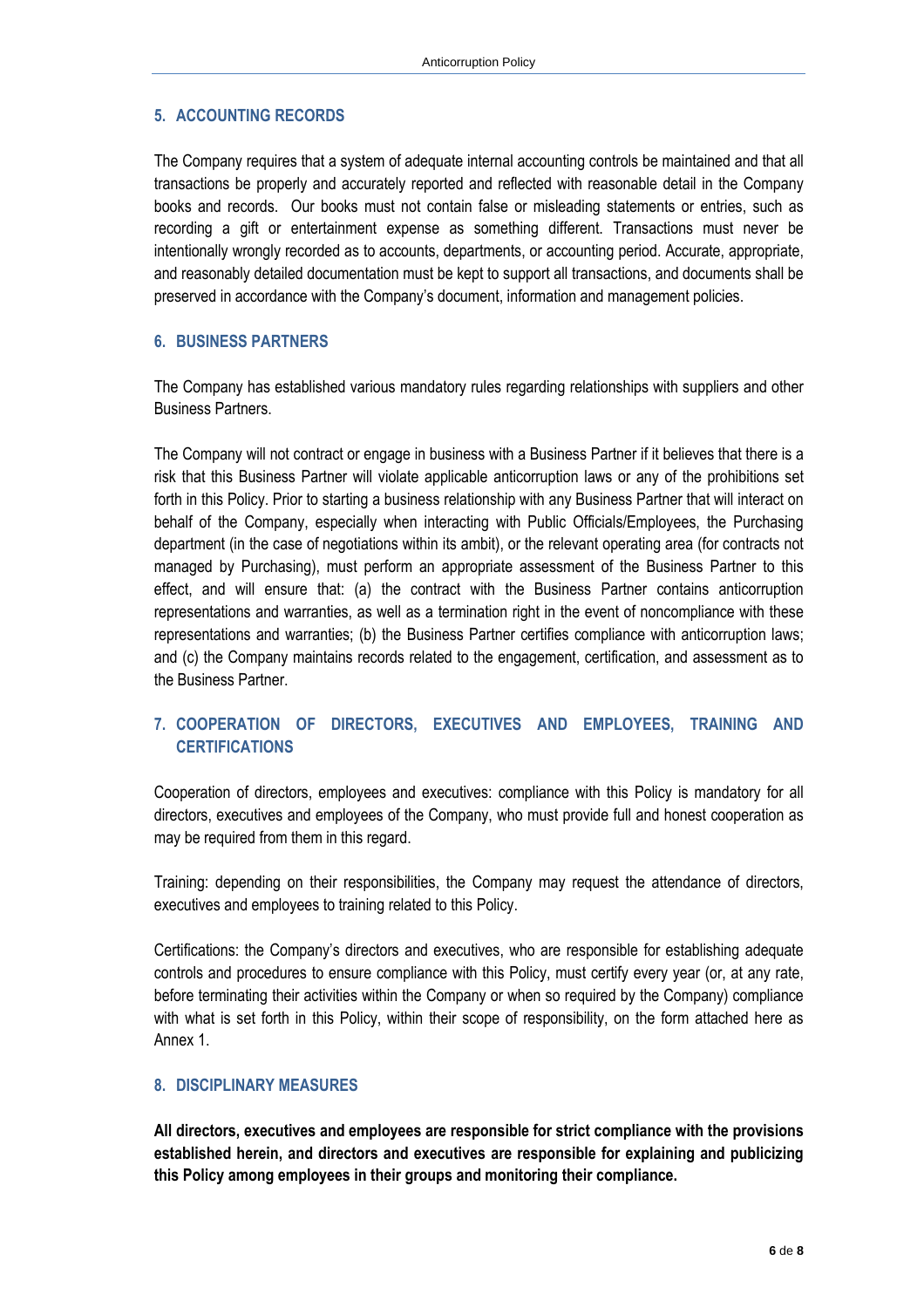## 5. ACCOUNTING RECORDS

The Company requires that a system of adequate internal accounting controls be maintained and that all transactions be properly and accurately reported and reflected with reasonable detail in the Company books and records. Our books must not contain false or misleading statements or entries, such as recording a gift or entertainment expense as something different. Transactions must never be intentionally wrongly recorded as to accounts, departments, or accounting period. Accurate, appropriate, and reasonably detailed documentation must be kept to support all transactions, and documents shall be preserved in accordance with the Company's document, information and management policies.

## 6. BUSINESS PARTNERS

The Company has established various mandatory rules regarding relationships with suppliers and other Business Partners.

The Company will not contract or engage in business with a Business Partner if it believes that there is a risk that this Business Partner will violate applicable anticorruption laws or any of the prohibitions set forth in this Policy. Prior to starting a business relationship with any Business Partner that will interact on behalf of the Company, especially when interacting with Public Officials/Employees, the Purchasing department (in the case of negotiations within its ambit), or the relevant operating area (for contracts not managed by Purchasing), must perform an appropriate assessment of the Business Partner to this effect, and will ensure that: (a) the contract with the Business Partner contains anticorruption representations and warranties, as well as a termination right in the event of noncompliance with these representations and warranties; (b) the Business Partner certifies compliance with anticorruption laws; and (c) the Company maintains records related to the engagement, certification, and assessment as to the Business Partner.

## 7. COOPERATION OF DIRECTORS, EXECUTIVES AND EMPLOYEES, TRAINING AND CERTIFICATIONS

Cooperation of directors, employees and executives: compliance with this Policy is mandatory for all directors, executives and employees of the Company, who must provide full and honest cooperation as may be required from them in this regard.

Training: depending on their responsibilities, the Company may request the attendance of directors, executives and employees to training related to this Policy.

Certifications: the Company's directors and executives, who are responsible for establishing adequate controls and procedures to ensure compliance with this Policy, must certify every year (or, at any rate, before terminating their activities within the Company or when so required by the Company) compliance with what is set forth in this Policy, within their scope of responsibility, on the form attached here as Annex 1.

## 8. DISCIPLINARY MEASURES

**All directors, executives and employees are responsible for strict compliance with the provisions established herein, and directors and executives are responsible for explaining and publicizing this Policy among employees in their groups and monitoring their compliance.**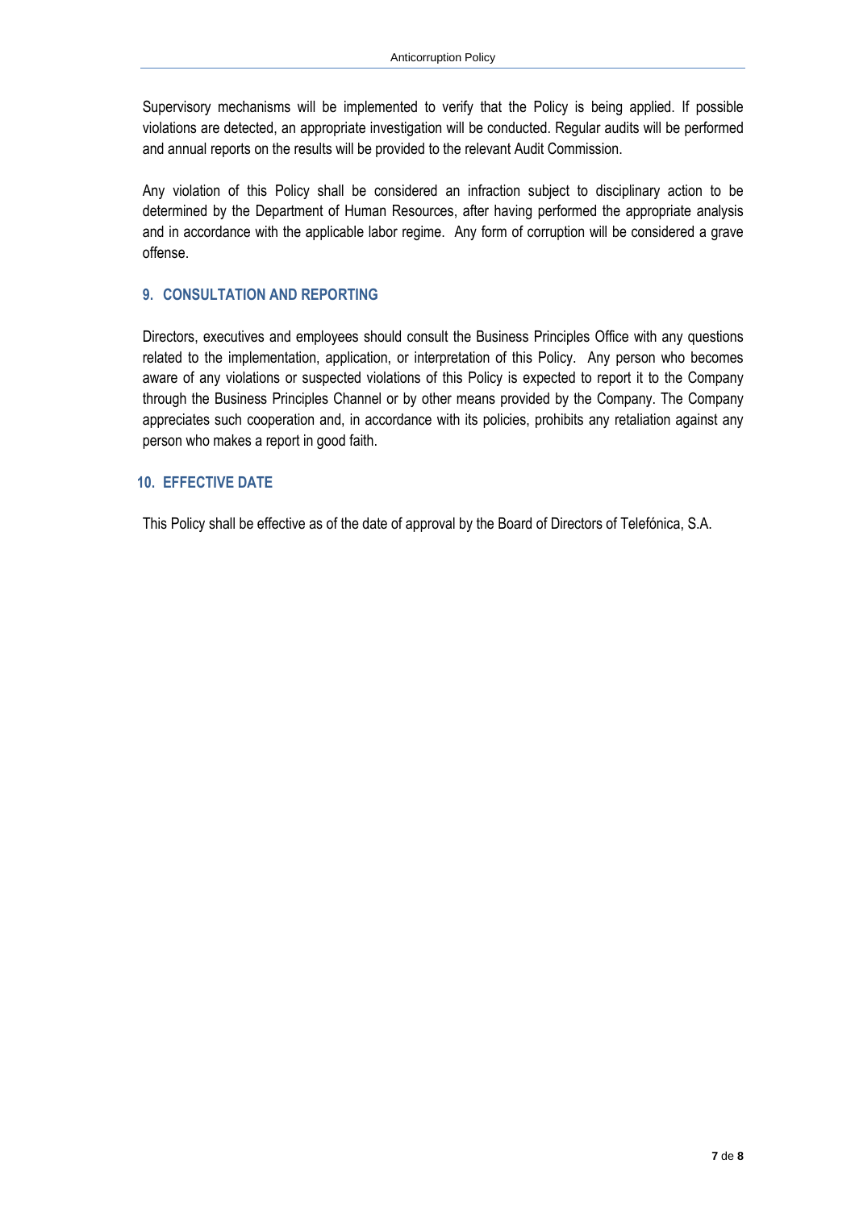Supervisory mechanisms will be implemented to verify that the Policy is being applied. If possible violations are detected, an appropriate investigation will be conducted. Regular audits will be performed and annual reports on the results will be provided to the relevant Audit Commission.

Any violation of this Policy shall be considered an infraction subject to disciplinary action to be determined by the Department of Human Resources, after having performed the appropriate analysis and in accordance with the applicable labor regime. Any form of corruption will be considered a grave offense.

## 9. CONSULTATION AND REPORTING

Directors, executives and employees should consult the Business Principles Office with any questions related to the implementation, application, or interpretation of this Policy. Any person who becomes aware of any violations or suspected violations of this Policy is expected to report it to the Company through the Business Principles Channel or by other means provided by the Company. The Company appreciates such cooperation and, in accordance with its policies, prohibits any retaliation against any person who makes a report in good faith.

## 10. EFFECTIVE DATE

This Policy shall be effective as of the date of approval by the Board of Directors of Telefónica, S.A.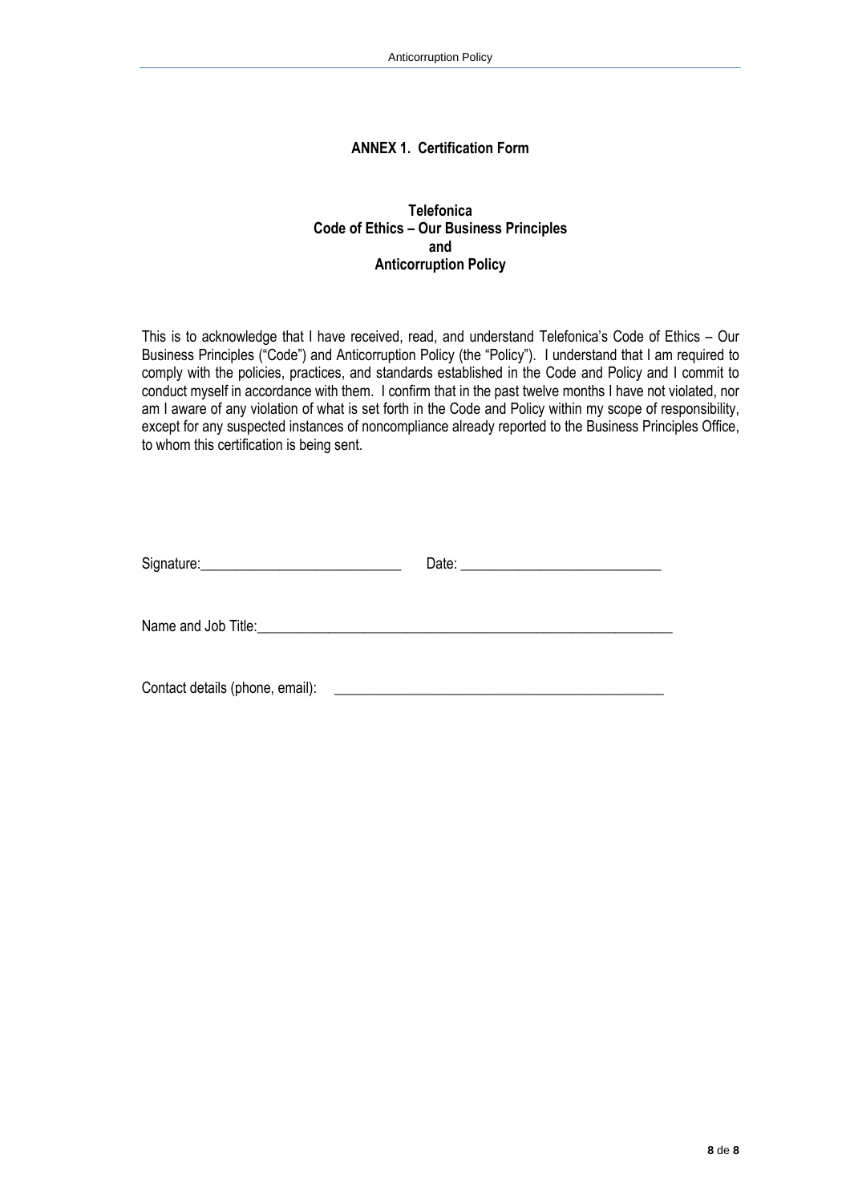## ANNEX 1. Certification Form

**Telefonica**
**Code of Ethics – Our Business Principles**
**and**
**Anticorruption Policy**

This is to acknowledge that I have received, read, and understand Telefonica's Code of Ethics – Our Business Principles ("Code") and Anticorruption Policy (the "Policy"). I understand that I am required to comply with the policies, practices, and standards established in the Code and Policy and I commit to conduct myself in accordance with them. I confirm that in the past twelve months I have not violated, nor am I aware of any violation of what is set forth in the Code and Policy within my scope of responsibility, except for any suspected instances of noncompliance already reported to the Business Principles Office, to whom this certification is being sent.

Signature:____________________________ Date: ____________________________

Name and Job Title:____________________________________________________________

Contact details (phone, email): _______________________________________________